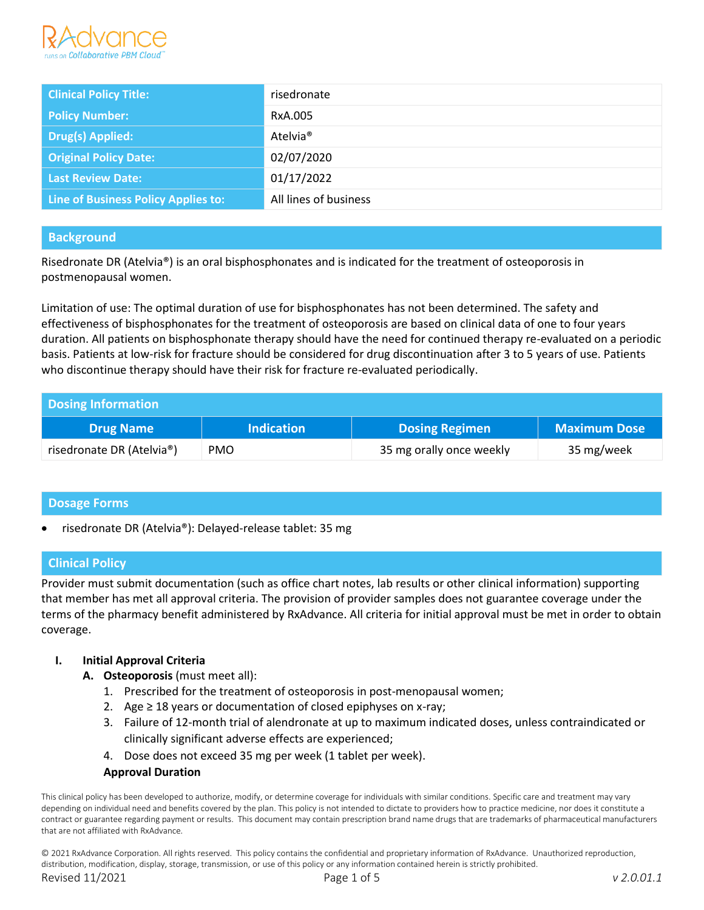| Clinical Policy Title: | risedronate |
| --- | --- |
| Policy Number: | RxA.005 |
| Drug(s) Applied: | Atelvia® |
| Original Policy Date: | 02/07/2020 |
| Last Review Date: | 01/17/2022 |
| Line of Business Policy Applies to: | All lines of business |

## Background

Risedronate DR (Atelvia®) is an oral bisphosphonates and is indicated for the treatment of osteoporosis in postmenopausal women.

Limitation of use: The optimal duration of use for bisphosphonates has not been determined. The safety and effectiveness of bisphosphonates for the treatment of osteoporosis are based on clinical data of one to four years duration. All patients on bisphosphonate therapy should have the need for continued therapy re-evaluated on a periodic basis. Patients at low-risk for fracture should be considered for drug discontinuation after 3 to 5 years of use. Patients who discontinue therapy should have their risk for fracture re-evaluated periodically.

## Dosing Information

| Drug Name | Indication | Dosing Regimen | Maximum Dose |
| --- | --- | --- | --- |
| risedronate DR (Atelvia®) | PMO | 35 mg orally once weekly | 35 mg/week |

## Dosage Forms

- risedronate DR (Atelvia®): Delayed-release tablet: 35 mg

## Clinical Policy

Provider must submit documentation (such as office chart notes, lab results or other clinical information) supporting that member has met all approval criteria. The provision of provider samples does not guarantee coverage under the terms of the pharmacy benefit administered by RxAdvance. All criteria for initial approval must be met in order to obtain coverage.

I. **Initial Approval Criteria**
   A. **Osteoporosis** (must meet all):
      1. Prescribed for the treatment of osteoporosis in post-menopausal women;
      2. Age ≥ 18 years or documentation of closed epiphyses on x-ray;
      3. Failure of 12-month trial of alendronate at up to maximum indicated doses, unless contraindicated or clinically significant adverse effects are experienced;
      4. Dose does not exceed 35 mg per week (1 tablet per week).

      **Approval Duration**

This clinical policy has been developed to authorize, modify, or determine coverage for individuals with similar conditions. Specific care and treatment may vary depending on individual need and benefits covered by the plan. This policy is not intended to dictate to providers how to practice medicine, nor does it constitute a contract or guarantee regarding payment or results. This document may contain prescription brand name drugs that are trademarks of pharmaceutical manufacturers that are not affiliated with RxAdvance.

© 2021 RxAdvance Corporation. All rights reserved. This policy contains the confidential and proprietary information of RxAdvance. Unauthorized reproduction, distribution, modification, display, storage, transmission, or use of this policy or any information contained herein is strictly prohibited.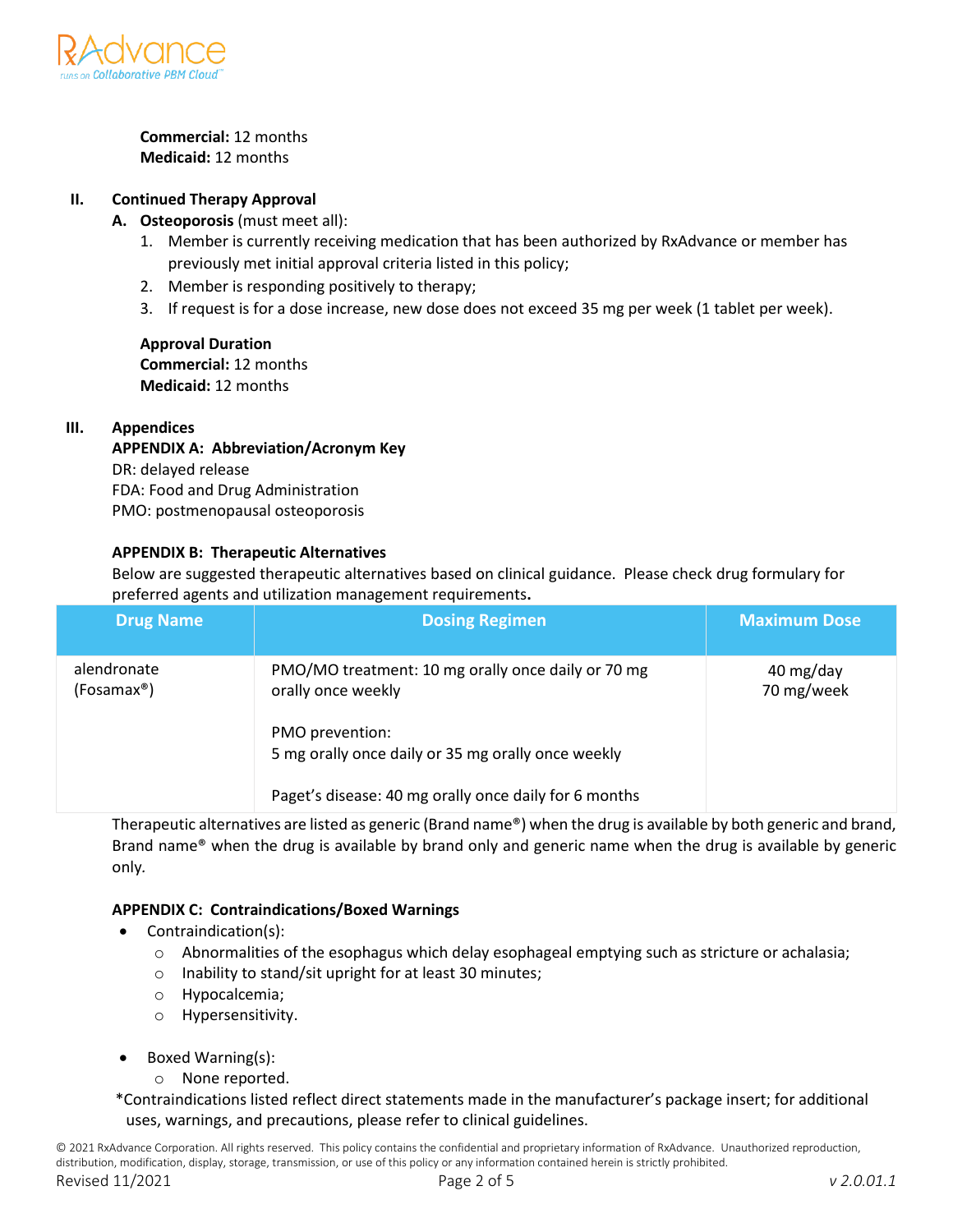**Commercial:** 12 months
**Medicaid:** 12 months

## II. Continued Therapy Approval

**A. Osteoporosis** (must meet all):

1. Member is currently receiving medication that has been authorized by RxAdvance or member has previously met initial approval criteria listed in this policy;
2. Member is responding positively to therapy;
3. If request is for a dose increase, new dose does not exceed 35 mg per week (1 tablet per week).

**Approval Duration**
**Commercial:** 12 months
**Medicaid:** 12 months

## III. Appendices

**APPENDIX A: Abbreviation/Acronym Key**
DR: delayed release
FDA: Food and Drug Administration
PMO: postmenopausal osteoporosis

**APPENDIX B: Therapeutic Alternatives**
Below are suggested therapeutic alternatives based on clinical guidance. Please check drug formulary for preferred agents and utilization management requirements.

| Drug Name | Dosing Regimen | Maximum Dose |
|---|---|---|
| alendronate (Fosamax®) | PMO/MO treatment: 10 mg orally once daily or 70 mg orally once weekly<br><br>PMO prevention:<br>5 mg orally once daily or 35 mg orally once weekly<br><br>Paget's disease: 40 mg orally once daily for 6 months | 40 mg/day<br>70 mg/week |

Therapeutic alternatives are listed as generic (Brand name®) when the drug is available by both generic and brand, Brand name® when the drug is available by brand only and generic name when the drug is available by generic only.

**APPENDIX C: Contraindications/Boxed Warnings**

- Contraindication(s):
  - Abnormalities of the esophagus which delay esophageal emptying such as stricture or achalasia;
  - Inability to stand/sit upright for at least 30 minutes;
  - Hypocalcemia;
  - Hypersensitivity.

- Boxed Warning(s):
  - None reported.

*Contraindications listed reflect direct statements made in the manufacturer's package insert; for additional uses, warnings, and precautions, please refer to clinical guidelines.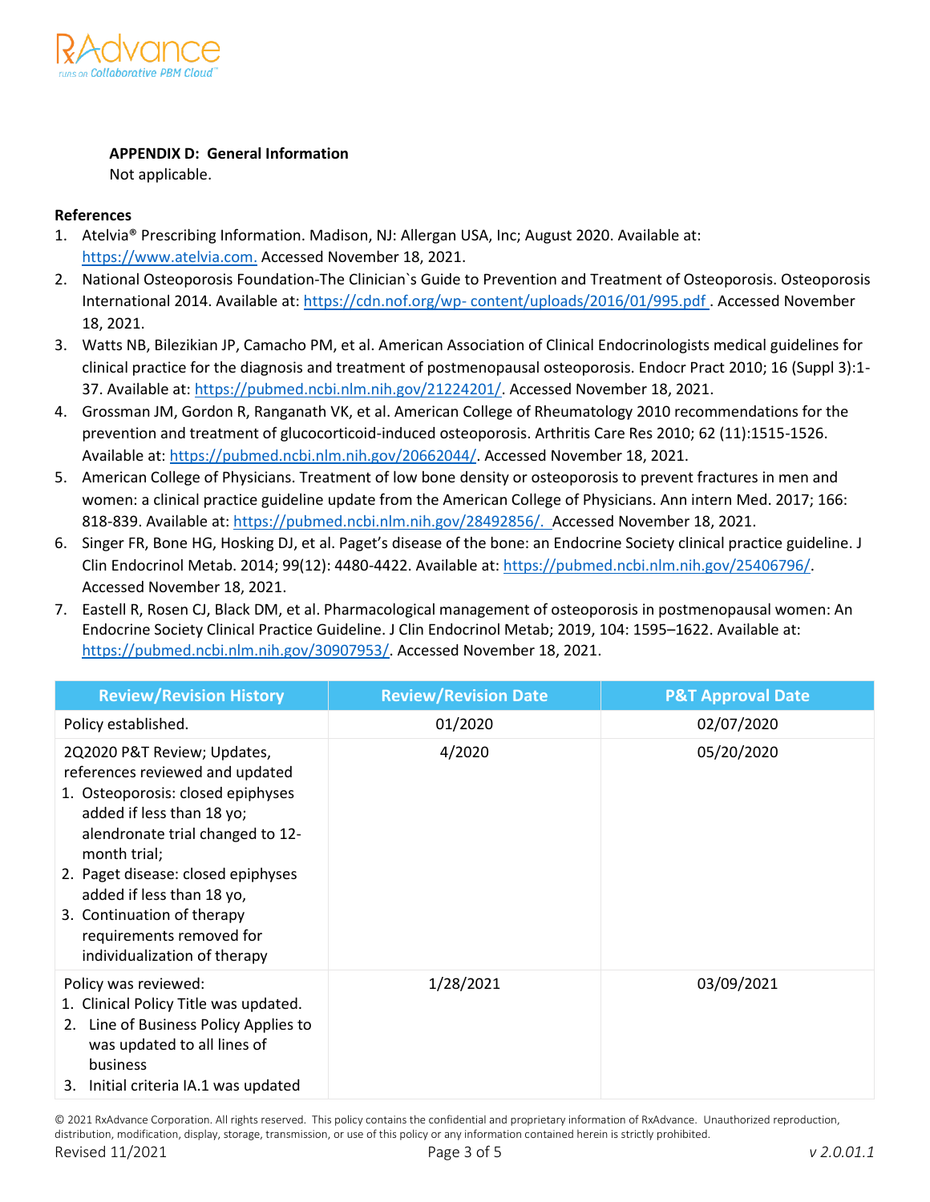**APPENDIX D: General Information**

Not applicable.

**References**

1. Atelvia® Prescribing Information. Madison, NJ: Allergan USA, Inc; August 2020. Available at: https://www.atelvia.com. Accessed November 18, 2021.
2. National Osteoporosis Foundation-The Clinician`s Guide to Prevention and Treatment of Osteoporosis. Osteoporosis International 2014. Available at: https://cdn.nof.org/wp- content/uploads/2016/01/995.pdf . Accessed November 18, 2021.
3. Watts NB, Bilezikian JP, Camacho PM, et al. American Association of Clinical Endocrinologists medical guidelines for clinical practice for the diagnosis and treatment of postmenopausal osteoporosis. Endocr Pract 2010; 16 (Suppl 3):1-37. Available at: https://pubmed.ncbi.nlm.nih.gov/21224201/. Accessed November 18, 2021.
4. Grossman JM, Gordon R, Ranganath VK, et al. American College of Rheumatology 2010 recommendations for the prevention and treatment of glucocorticoid-induced osteoporosis. Arthritis Care Res 2010; 62 (11):1515-1526. Available at: https://pubmed.ncbi.nlm.nih.gov/20662044/. Accessed November 18, 2021.
5. American College of Physicians. Treatment of low bone density or osteoporosis to prevent fractures in men and women: a clinical practice guideline update from the American College of Physicians. Ann intern Med. 2017; 166: 818-839. Available at: https://pubmed.ncbi.nlm.nih.gov/28492856/. Accessed November 18, 2021.
6. Singer FR, Bone HG, Hosking DJ, et al. Paget's disease of the bone: an Endocrine Society clinical practice guideline. J Clin Endocrinol Metab. 2014; 99(12): 4480-4422. Available at: https://pubmed.ncbi.nlm.nih.gov/25406796/. Accessed November 18, 2021.
7. Eastell R, Rosen CJ, Black DM, et al. Pharmacological management of osteoporosis in postmenopausal women: An Endocrine Society Clinical Practice Guideline. J Clin Endocrinol Metab; 2019, 104: 1595–1622. Available at: https://pubmed.ncbi.nlm.nih.gov/30907953/. Accessed November 18, 2021.

| Review/Revision History | Review/Revision Date | P&T Approval Date |
| --- | --- | --- |
| Policy established. | 01/2020 | 02/07/2020 |
| 2Q2020 P&T Review; Updates, references reviewed and updated<br>1. Osteoporosis: closed epiphyses added if less than 18 yo; alendronate trial changed to 12-month trial;<br>2. Paget disease: closed epiphyses added if less than 18 yo,<br>3. Continuation of therapy requirements removed for individualization of therapy | 4/2020 | 05/20/2020 |
| Policy was reviewed:<br>1. Clinical Policy Title was updated.<br>2. Line of Business Policy Applies to was updated to all lines of business<br>3. Initial criteria IA.1 was updated | 1/28/2021 | 03/09/2021 |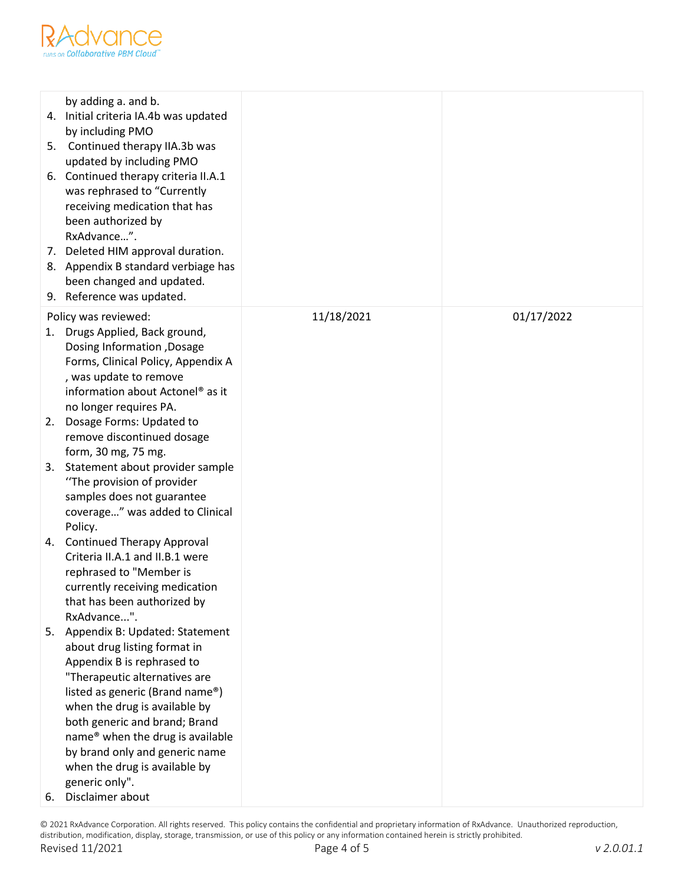| | | |
|---|---|---|
| by adding a. and b.<br>4. Initial criteria IA.4b was updated by including PMO<br>5. Continued therapy IIA.3b was updated by including PMO<br>6. Continued therapy criteria II.A.1 was rephrased to "Currently receiving medication that has been authorized by RxAdvance…".<br>7. Deleted HIM approval duration.<br>8. Appendix B standard verbiage has been changed and updated.<br>9. Reference was updated. | | |
| Policy was reviewed:<br>1. Drugs Applied, Back ground, Dosing Information ,Dosage Forms, Clinical Policy, Appendix A , was update to remove information about Actonel® as it no longer requires PA.<br>2. Dosage Forms: Updated to remove discontinued dosage form, 30 mg, 75 mg.<br>3. Statement about provider sample ''The provision of provider samples does not guarantee coverage…" was added to Clinical Policy.<br>4. Continued Therapy Approval Criteria II.A.1 and II.B.1 were rephrased to "Member is currently receiving medication that has been authorized by RxAdvance...".<br>5. Appendix B: Updated: Statement about drug listing format in Appendix B is rephrased to "Therapeutic alternatives are listed as generic (Brand name®) when the drug is available by both generic and brand; Brand name® when the drug is available by brand only and generic name when the drug is available by generic only".<br>6. Disclaimer about | 11/18/2021 | 01/17/2022 |

© 2021 RxAdvance Corporation. All rights reserved. This policy contains the confidential and proprietary information of RxAdvance. Unauthorized reproduction, distribution, modification, display, storage, transmission, or use of this policy or any information contained herein is strictly prohibited.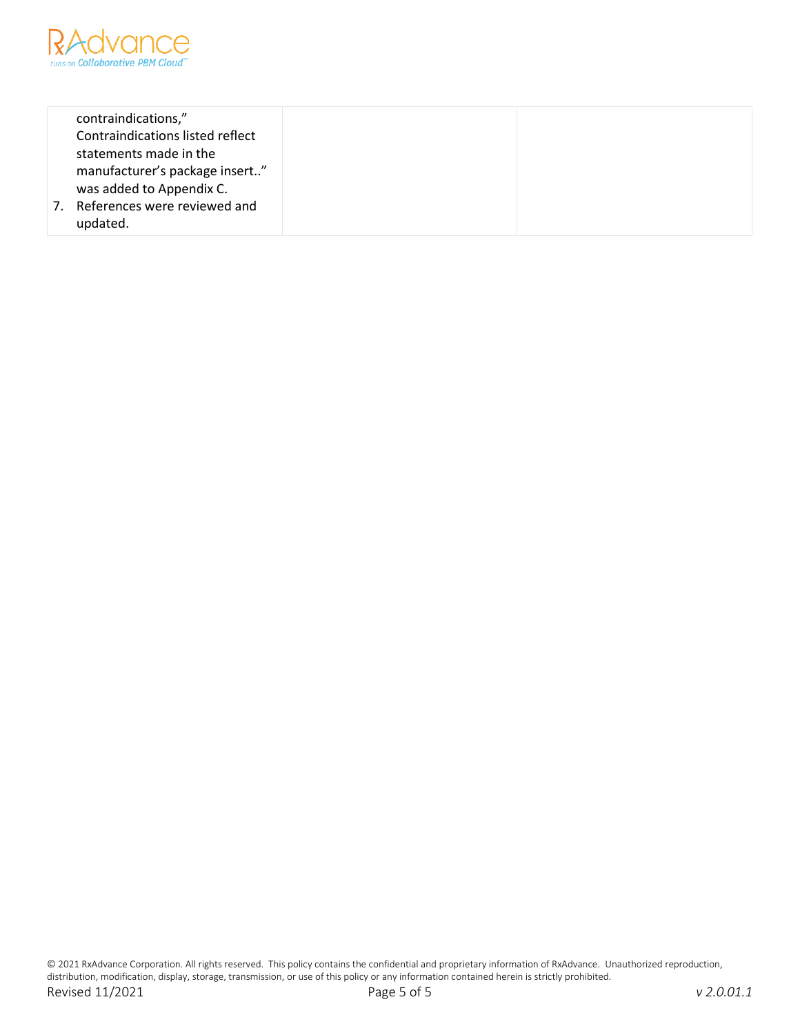| | | |
|---|---|---|
| contraindications," Contraindications listed reflect statements made in the manufacturer's package insert.." was added to Appendix C.<br>7. References were reviewed and updated. | | |

© 2021 RxAdvance Corporation. All rights reserved. This policy contains the confidential and proprietary information of RxAdvance. Unauthorized reproduction, distribution, modification, display, storage, transmission, or use of this policy or any information contained herein is strictly prohibited.

Revised 11/2021 *v 2.0.01.1*